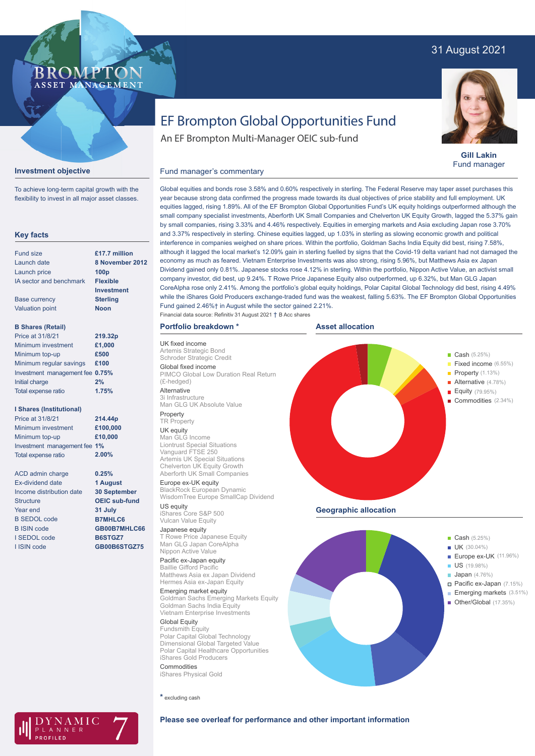31 August 2021

# EF Brompton Global Opportunities Fund

An EF Brompton Multi-Manager OEIC sub-fund

**Gill Lakin**
Fund manager

## Investment objective

To achieve long-term capital growth with the flexibility to invest in all major asset classes.

## Key facts

| | |
|---|---|
| Fund size | £17.7 million |
| Launch date | 8 November 2012 |
| Launch price | 100p |
| IA sector and benchmark | Flexible Investment |
| Base currency | Sterling |
| Valuation point | Noon |

**B Shares (Retail)**

| | |
|---|---|
| Price at 31/8/21 | 219.32p |
| Minimum investment | £1,000 |
| Minimum top-up | £500 |
| Minimum regular savings | £100 |
| Investment management fee | 0.75% |
| Initial charge | 2% |
| Total expense ratio | 1.75% |

**I Shares (Institutional)**

| | |
|---|---|
| Price at 31/8/21 | 214.44p |
| Minimum investment | £100,000 |
| Minimum top-up | £10,000 |
| Investment management fee | 1% |
| Total expense ratio | 2.00% |

| | |
|---|---|
| ACD admin charge | 0.25% |
| Ex-dividend date | 1 August |
| Income distribution date | 30 September |
| Structure | OEIC sub-fund |
| Year end | 31 July |
| B SEDOL code | B7MHLC6 |
| B ISIN code | GB00B7MHLC66 |
| I SEDOL code | B6STGZ7 |
| I ISIN code | GB00B6STGZ75 |

## Fund manager's commentary

Global equities and bonds rose 3.58% and 0.60% respectively in sterling. The Federal Reserve may taper asset purchases this year because strong data confirmed the progress made towards its dual objectives of price stability and full employment. UK equities lagged, rising 1.89%. All of the EF Brompton Global Opportunities Fund's UK equity holdings outperformed although the small company specialist investments, Aberforth UK Small Companies and Chelverton UK Equity Growth, lagged the 5.37% gain by small companies, rising 3.33% and 4.46% respectively. Equities in emerging markets and Asia excluding Japan rose 3.70% and 3.37% respectively in sterling. Chinese equities lagged, up 1.03% in sterling as slowing economic growth and political interference in companies weighed on share prices. Within the portfolio, Goldman Sachs India Equity did best, rising 7.58%, although it lagged the local market's 12.09% gain in sterling fuelled by signs that the Covid-19 delta variant had not damaged the economy as much as feared. Vietnam Enterprise Investments was also strong, rising 5.96%, but Matthews Asia ex Japan Dividend gained only 0.81%. Japanese stocks rose 4.12% in sterling. Within the portfolio, Nippon Active Value, an activist small company investor, did best, up 9.24%. T Rowe Price Japanese Equity also outperformed, up 6.32%, but Man GLG Japan CoreAlpha rose only 2.41%. Among the portfolio's global equity holdings, Polar Capital Global Technology did best, rising 4.49% while the iShares Gold Producers exchange-traded fund was the weakest, falling 5.63%. The EF Brompton Global Opportunities Fund gained 2.46%† in August while the sector gained 2.21%.

Financial data source: Refinitiv 31 August 2021 † B Acc shares

## Portfolio breakdown *

**UK fixed income**
Artemis Strategic Bond
Schroder Strategic Credit

**Global fixed income**
PIMCO Global Low Duration Real Return (£-hedged)

**Alternative**
3i Infrastructure
Man GLG UK Absolute Value

**Property**
TR Property

**UK equity**
Man GLG Income
Liontrust Special Situations
Vanguard FTSE 250
Artemis UK Special Situations
Chelverton UK Equity Growth
Aberforth UK Small Companies

**Europe ex-UK equity**
BlackRock European Dynamic
WisdomTree Europe SmallCap Dividend

**US equity**
iShares Core S&P 500
Vulcan Value Equity

**Japanese equity**
T Rowe Price Japanese Equity
Man GLG Japan CoreAlpha
Nippon Active Value

**Pacific ex-Japan equity**
Baillie Gifford Pacific
Matthews Asia ex Japan Dividend
Hermes Asia ex-Japan Equity

**Emerging market equity**
Goldman Sachs Emerging Markets Equity
Goldman Sachs India Equity
Vietnam Enterprise Investments

**Global Equity**
Fundsmith Equity
Polar Capital Global Technology
Dimensional Global Targeted Value
Polar Capital Healthcare Opportunities
iShares Gold Producers

**Commodities**
iShares Physical Gold

* excluding cash

## Asset allocation

- Cash (5.25%)
- Fixed income (6.55%)
- Property (1.13%)
- Alternative (4.78%)
- Equity (79.95%)
- Commodities (2.34%)

## Geographic allocation

- Cash (5.25%)
- UK (30.04%)
- Europe ex-UK (11.96%)
- US (19.98%)
- Japan (4.76%)
- Pacific ex-Japan (7.15%)
- Emerging markets (3.51%)
- Other/Global (17.35%)

**Please see overleaf for performance and other important information**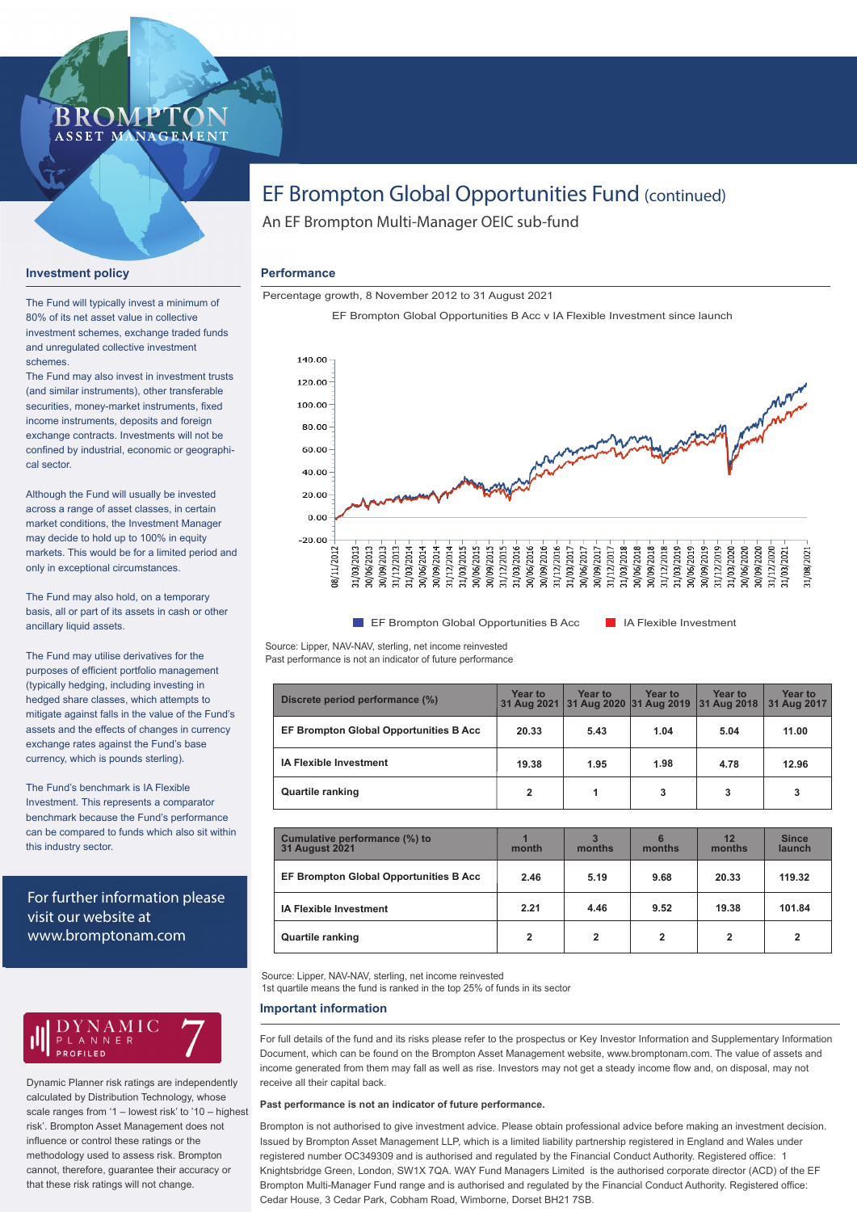BROMPTON
ASSET MANAGEMENT

# EF Brompton Global Opportunities Fund (continued)

An EF Brompton Multi-Manager OEIC sub-fund

## Investment policy

The Fund will typically invest a minimum of 80% of its net asset value in collective investment schemes, exchange traded funds and unregulated collective investment schemes.

The Fund may also invest in investment trusts (and similar instruments), other transferable securities, money-market instruments, fixed income instruments, deposits and foreign exchange contracts. Investments will not be confined by industrial, economic or geographical sector.

Although the Fund will usually be invested across a range of asset classes, in certain market conditions, the Investment Manager may decide to hold up to 100% in equity markets. This would be for a limited period and only in exceptional circumstances.

The Fund may also hold, on a temporary basis, all or part of its assets in cash or other ancillary liquid assets.

The Fund may utilise derivatives for the purposes of efficient portfolio management (typically hedging, including investing in hedged share classes, which attempts to mitigate against falls in the value of the Fund's assets and the effects of changes in currency exchange rates against the Fund's base currency, which is pounds sterling).

The Fund's benchmark is IA Flexible Investment. This represents a comparator benchmark because the Fund's performance can be compared to funds which also sit within this industry sector.

For further information please visit our website at www.bromptonam.com

DYNAMIC PLANNER PROFILED 7

Dynamic Planner risk ratings are independently calculated by Distribution Technology, whose scale ranges from '1 – lowest risk' to '10 – highest risk'. Brompton Asset Management does not influence or control these ratings or the methodology used to assess risk. Brompton cannot, therefore, guarantee their accuracy or that these risk ratings will not change.

## Performance

Percentage growth, 8 November 2012 to 31 August 2021

EF Brompton Global Opportunities B Acc v IA Flexible Investment since launch

140.00
120.00
100.00
80.00
60.00
40.00
20.00
0.00
-20.00

08/11/2012 31/03/2013 30/06/2013 30/09/2013 31/12/2013 31/03/2014 30/06/2014 30/09/2014 31/12/2014 31/03/2015 30/06/2015 30/09/2015 31/12/2015 31/03/2016 30/06/2016 30/09/2016 31/12/2016 31/03/2017 30/06/2017 30/09/2017 31/12/2017 31/03/2018 30/06/2018 30/09/2018 31/12/2018 31/03/2019 30/06/2019 30/09/2019 31/12/2019 31/03/2020 30/06/2020 30/09/2020 31/12/2020 31/03/2021 31/08/2021

EF Brompton Global Opportunities B Acc
IA Flexible Investment

Source: Lipper, NAV-NAV, sterling, net income reinvested
Past performance is not an indicator of future performance

| Discrete period performance (%) | Year to 31 Aug 2021 | Year to 31 Aug 2020 | Year to 31 Aug 2019 | Year to 31 Aug 2018 | Year to 31 Aug 2017 |
|---|---|---|---|---|---|
| EF Brompton Global Opportunities B Acc | 20.33 | 5.43 | 1.04 | 5.04 | 11.00 |
| IA Flexible Investment | 19.38 | 1.95 | 1.98 | 4.78 | 12.96 |
| Quartile ranking | 2 | 1 | 3 | 3 | 3 |

| Cumulative performance (%) to 31 August 2021 | 1 month | 3 months | 6 months | 12 months | Since launch |
|---|---|---|---|---|---|
| EF Brompton Global Opportunities B Acc | 2.46 | 5.19 | 9.68 | 20.33 | 119.32 |
| IA Flexible Investment | 2.21 | 4.46 | 9.52 | 19.38 | 101.84 |
| Quartile ranking | 2 | 2 | 2 | 2 | 2 |

Source: Lipper, NAV-NAV, sterling, net income reinvested
1st quartile means the fund is ranked in the top 25% of funds in its sector

## Important information

For full details of the fund and its risks please refer to the prospectus or Key Investor Information and Supplementary Information Document, which can be found on the Brompton Asset Management website, www.bromptonam.com. The value of assets and income generated from them may fall as well as rise. Investors may not get a steady income flow and, on disposal, may not receive all their capital back.

**Past performance is not an indicator of future performance.**

Brompton is not authorised to give investment advice. Please obtain professional advice before making an investment decision. Issued by Brompton Asset Management LLP, which is a limited liability partnership registered in England and Wales under registered number OC349309 and is authorised and regulated by the Financial Conduct Authority. Registered office: 1 Knightsbridge Green, London, SW1X 7QA. WAY Fund Managers Limited is the authorised corporate director (ACD) of the EF Brompton Multi-Manager Fund range and is authorised and regulated by the Financial Conduct Authority. Registered office: Cedar House, 3 Cedar Park, Cobham Road, Wimborne, Dorset BH21 7SB.